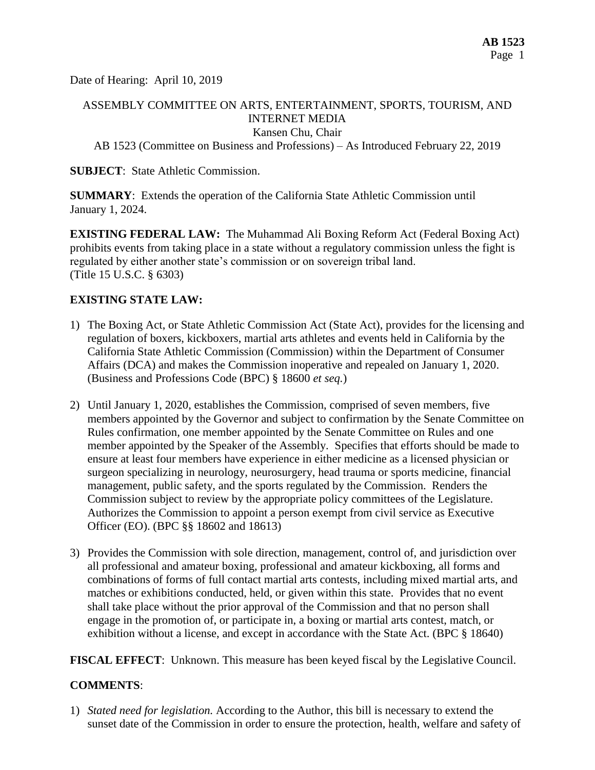Date of Hearing: April 10, 2019

ASSEMBLY COMMITTEE ON ARTS, ENTERTAINMENT, SPORTS, TOURISM, AND INTERNET MEDIA
Kansen Chu, Chair
AB 1523 (Committee on Business and Professions) – As Introduced February 22, 2019

**SUBJECT**: State Athletic Commission.

**SUMMARY**: Extends the operation of the California State Athletic Commission until January 1, 2024.

**EXISTING FEDERAL LAW:** The Muhammad Ali Boxing Reform Act (Federal Boxing Act) prohibits events from taking place in a state without a regulatory commission unless the fight is regulated by either another state's commission or on sovereign tribal land. (Title 15 U.S.C. § 6303)

**EXISTING STATE LAW:**

1) The Boxing Act, or State Athletic Commission Act (State Act), provides for the licensing and regulation of boxers, kickboxers, martial arts athletes and events held in California by the California State Athletic Commission (Commission) within the Department of Consumer Affairs (DCA) and makes the Commission inoperative and repealed on January 1, 2020. (Business and Professions Code (BPC) § 18600 *et seq.*)

2) Until January 1, 2020, establishes the Commission, comprised of seven members, five members appointed by the Governor and subject to confirmation by the Senate Committee on Rules confirmation, one member appointed by the Senate Committee on Rules and one member appointed by the Speaker of the Assembly. Specifies that efforts should be made to ensure at least four members have experience in either medicine as a licensed physician or surgeon specializing in neurology, neurosurgery, head trauma or sports medicine, financial management, public safety, and the sports regulated by the Commission. Renders the Commission subject to review by the appropriate policy committees of the Legislature. Authorizes the Commission to appoint a person exempt from civil service as Executive Officer (EO). (BPC §§ 18602 and 18613)

3) Provides the Commission with sole direction, management, control of, and jurisdiction over all professional and amateur boxing, professional and amateur kickboxing, all forms and combinations of forms of full contact martial arts contests, including mixed martial arts, and matches or exhibitions conducted, held, or given within this state. Provides that no event shall take place without the prior approval of the Commission and that no person shall engage in the promotion of, or participate in, a boxing or martial arts contest, match, or exhibition without a license, and except in accordance with the State Act. (BPC § 18640)

**FISCAL EFFECT**: Unknown. This measure has been keyed fiscal by the Legislative Council.

**COMMENTS**:

1) *Stated need for legislation.* According to the Author, this bill is necessary to extend the sunset date of the Commission in order to ensure the protection, health, welfare and safety of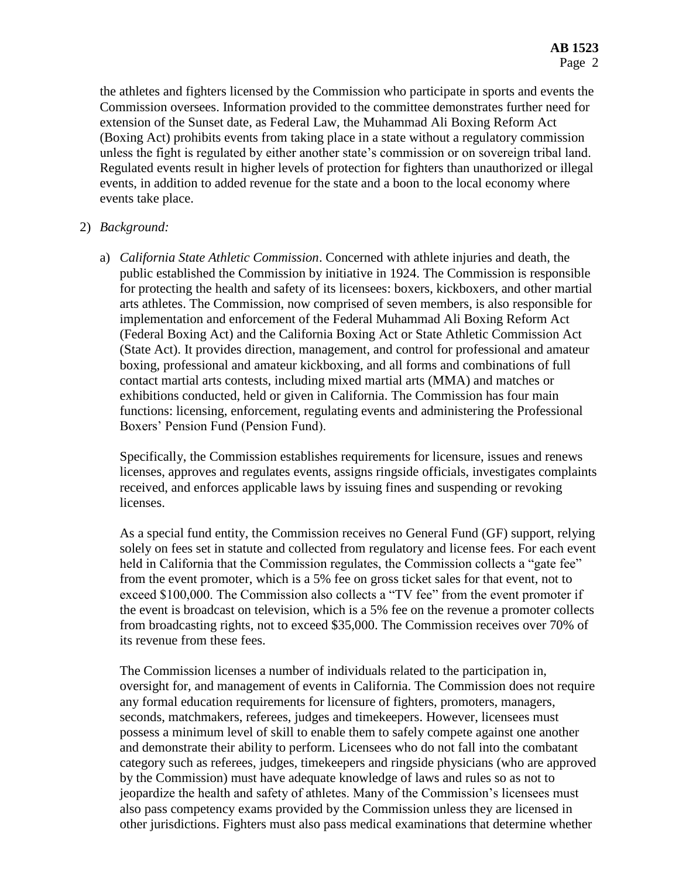the athletes and fighters licensed by the Commission who participate in sports and events the Commission oversees. Information provided to the committee demonstrates further need for extension of the Sunset date, as Federal Law, the Muhammad Ali Boxing Reform Act (Boxing Act) prohibits events from taking place in a state without a regulatory commission unless the fight is regulated by either another state's commission or on sovereign tribal land. Regulated events result in higher levels of protection for fighters than unauthorized or illegal events, in addition to added revenue for the state and a boon to the local economy where events take place.

2) *Background:*

   a) *California State Athletic Commission*. Concerned with athlete injuries and death, the public established the Commission by initiative in 1924. The Commission is responsible for protecting the health and safety of its licensees: boxers, kickboxers, and other martial arts athletes. The Commission, now comprised of seven members, is also responsible for implementation and enforcement of the Federal Muhammad Ali Boxing Reform Act (Federal Boxing Act) and the California Boxing Act or State Athletic Commission Act (State Act). It provides direction, management, and control for professional and amateur boxing, professional and amateur kickboxing, and all forms and combinations of full contact martial arts contests, including mixed martial arts (MMA) and matches or exhibitions conducted, held or given in California. The Commission has four main functions: licensing, enforcement, regulating events and administering the Professional Boxers' Pension Fund (Pension Fund).

      Specifically, the Commission establishes requirements for licensure, issues and renews licenses, approves and regulates events, assigns ringside officials, investigates complaints received, and enforces applicable laws by issuing fines and suspending or revoking licenses.

      As a special fund entity, the Commission receives no General Fund (GF) support, relying solely on fees set in statute and collected from regulatory and license fees. For each event held in California that the Commission regulates, the Commission collects a "gate fee" from the event promoter, which is a 5% fee on gross ticket sales for that event, not to exceed $100,000. The Commission also collects a "TV fee" from the event promoter if the event is broadcast on television, which is a 5% fee on the revenue a promoter collects from broadcasting rights, not to exceed $35,000. The Commission receives over 70% of its revenue from these fees.

      The Commission licenses a number of individuals related to the participation in, oversight for, and management of events in California. The Commission does not require any formal education requirements for licensure of fighters, promoters, managers, seconds, matchmakers, referees, judges and timekeepers. However, licensees must possess a minimum level of skill to enable them to safely compete against one another and demonstrate their ability to perform. Licensees who do not fall into the combatant category such as referees, judges, timekeepers and ringside physicians (who are approved by the Commission) must have adequate knowledge of laws and rules so as not to jeopardize the health and safety of athletes. Many of the Commission's licensees must also pass competency exams provided by the Commission unless they are licensed in other jurisdictions. Fighters must also pass medical examinations that determine whether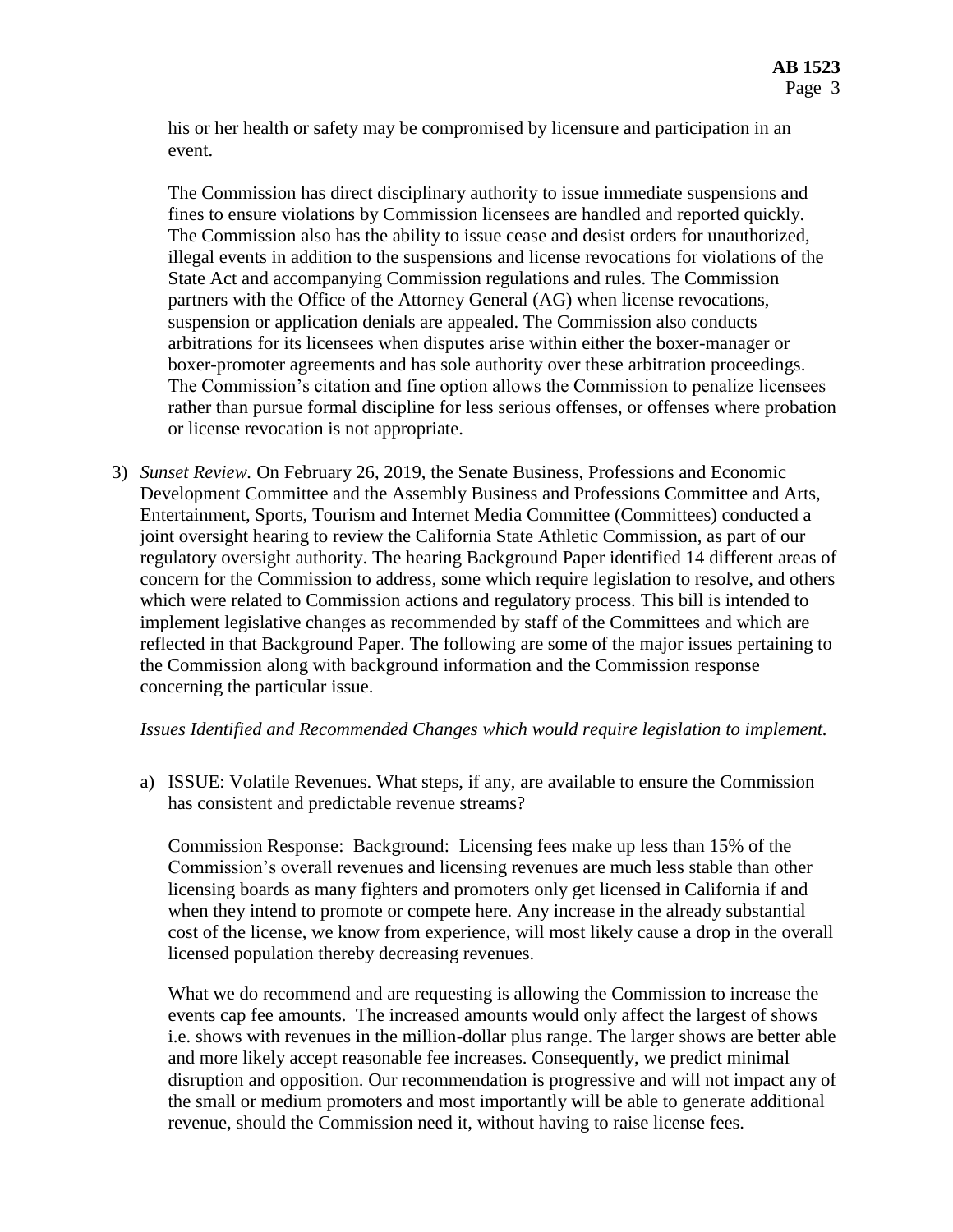his or her health or safety may be compromised by licensure and participation in an event.

The Commission has direct disciplinary authority to issue immediate suspensions and fines to ensure violations by Commission licensees are handled and reported quickly. The Commission also has the ability to issue cease and desist orders for unauthorized, illegal events in addition to the suspensions and license revocations for violations of the State Act and accompanying Commission regulations and rules. The Commission partners with the Office of the Attorney General (AG) when license revocations, suspension or application denials are appealed. The Commission also conducts arbitrations for its licensees when disputes arise within either the boxer-manager or boxer-promoter agreements and has sole authority over these arbitration proceedings. The Commission's citation and fine option allows the Commission to penalize licensees rather than pursue formal discipline for less serious offenses, or offenses where probation or license revocation is not appropriate.

3) *Sunset Review.* On February 26, 2019, the Senate Business, Professions and Economic Development Committee and the Assembly Business and Professions Committee and Arts, Entertainment, Sports, Tourism and Internet Media Committee (Committees) conducted a joint oversight hearing to review the California State Athletic Commission, as part of our regulatory oversight authority. The hearing Background Paper identified 14 different areas of concern for the Commission to address, some which require legislation to resolve, and others which were related to Commission actions and regulatory process. This bill is intended to implement legislative changes as recommended by staff of the Committees and which are reflected in that Background Paper. The following are some of the major issues pertaining to the Commission along with background information and the Commission response concerning the particular issue.

*Issues Identified and Recommended Changes which would require legislation to implement.*

a) ISSUE: Volatile Revenues. What steps, if any, are available to ensure the Commission has consistent and predictable revenue streams?

Commission Response: Background: Licensing fees make up less than 15% of the Commission's overall revenues and licensing revenues are much less stable than other licensing boards as many fighters and promoters only get licensed in California if and when they intend to promote or compete here. Any increase in the already substantial cost of the license, we know from experience, will most likely cause a drop in the overall licensed population thereby decreasing revenues.

What we do recommend and are requesting is allowing the Commission to increase the events cap fee amounts. The increased amounts would only affect the largest of shows i.e. shows with revenues in the million-dollar plus range. The larger shows are better able and more likely accept reasonable fee increases. Consequently, we predict minimal disruption and opposition. Our recommendation is progressive and will not impact any of the small or medium promoters and most importantly will be able to generate additional revenue, should the Commission need it, without having to raise license fees.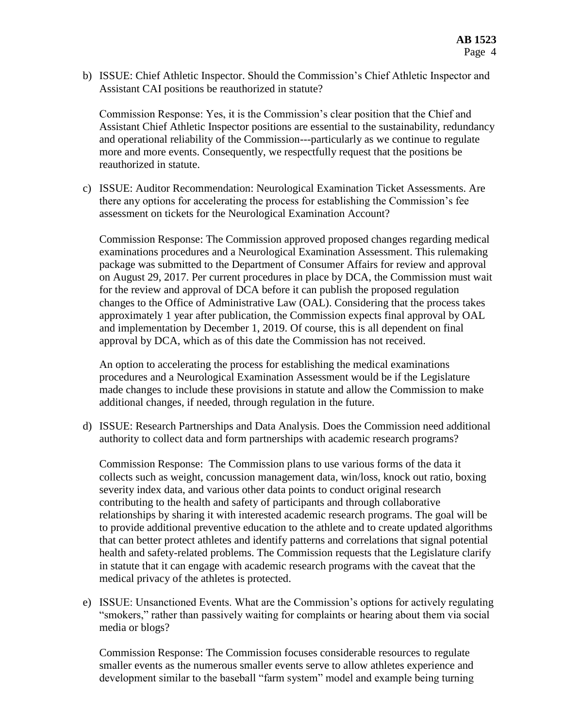b) ISSUE: Chief Athletic Inspector. Should the Commission's Chief Athletic Inspector and Assistant CAI positions be reauthorized in statute?

   Commission Response: Yes, it is the Commission's clear position that the Chief and Assistant Chief Athletic Inspector positions are essential to the sustainability, redundancy and operational reliability of the Commission---particularly as we continue to regulate more and more events. Consequently, we respectfully request that the positions be reauthorized in statute.

c) ISSUE: Auditor Recommendation: Neurological Examination Ticket Assessments. Are there any options for accelerating the process for establishing the Commission's fee assessment on tickets for the Neurological Examination Account?

   Commission Response: The Commission approved proposed changes regarding medical examinations procedures and a Neurological Examination Assessment. This rulemaking package was submitted to the Department of Consumer Affairs for review and approval on August 29, 2017. Per current procedures in place by DCA, the Commission must wait for the review and approval of DCA before it can publish the proposed regulation changes to the Office of Administrative Law (OAL). Considering that the process takes approximately 1 year after publication, the Commission expects final approval by OAL and implementation by December 1, 2019. Of course, this is all dependent on final approval by DCA, which as of this date the Commission has not received.

   An option to accelerating the process for establishing the medical examinations procedures and a Neurological Examination Assessment would be if the Legislature made changes to include these provisions in statute and allow the Commission to make additional changes, if needed, through regulation in the future.

d) ISSUE: Research Partnerships and Data Analysis. Does the Commission need additional authority to collect data and form partnerships with academic research programs?

   Commission Response: The Commission plans to use various forms of the data it collects such as weight, concussion management data, win/loss, knock out ratio, boxing severity index data, and various other data points to conduct original research contributing to the health and safety of participants and through collaborative relationships by sharing it with interested academic research programs. The goal will be to provide additional preventive education to the athlete and to create updated algorithms that can better protect athletes and identify patterns and correlations that signal potential health and safety-related problems. The Commission requests that the Legislature clarify in statute that it can engage with academic research programs with the caveat that the medical privacy of the athletes is protected.

e) ISSUE: Unsanctioned Events. What are the Commission's options for actively regulating "smokers," rather than passively waiting for complaints or hearing about them via social media or blogs?

   Commission Response: The Commission focuses considerable resources to regulate smaller events as the numerous smaller events serve to allow athletes experience and development similar to the baseball "farm system" model and example being turning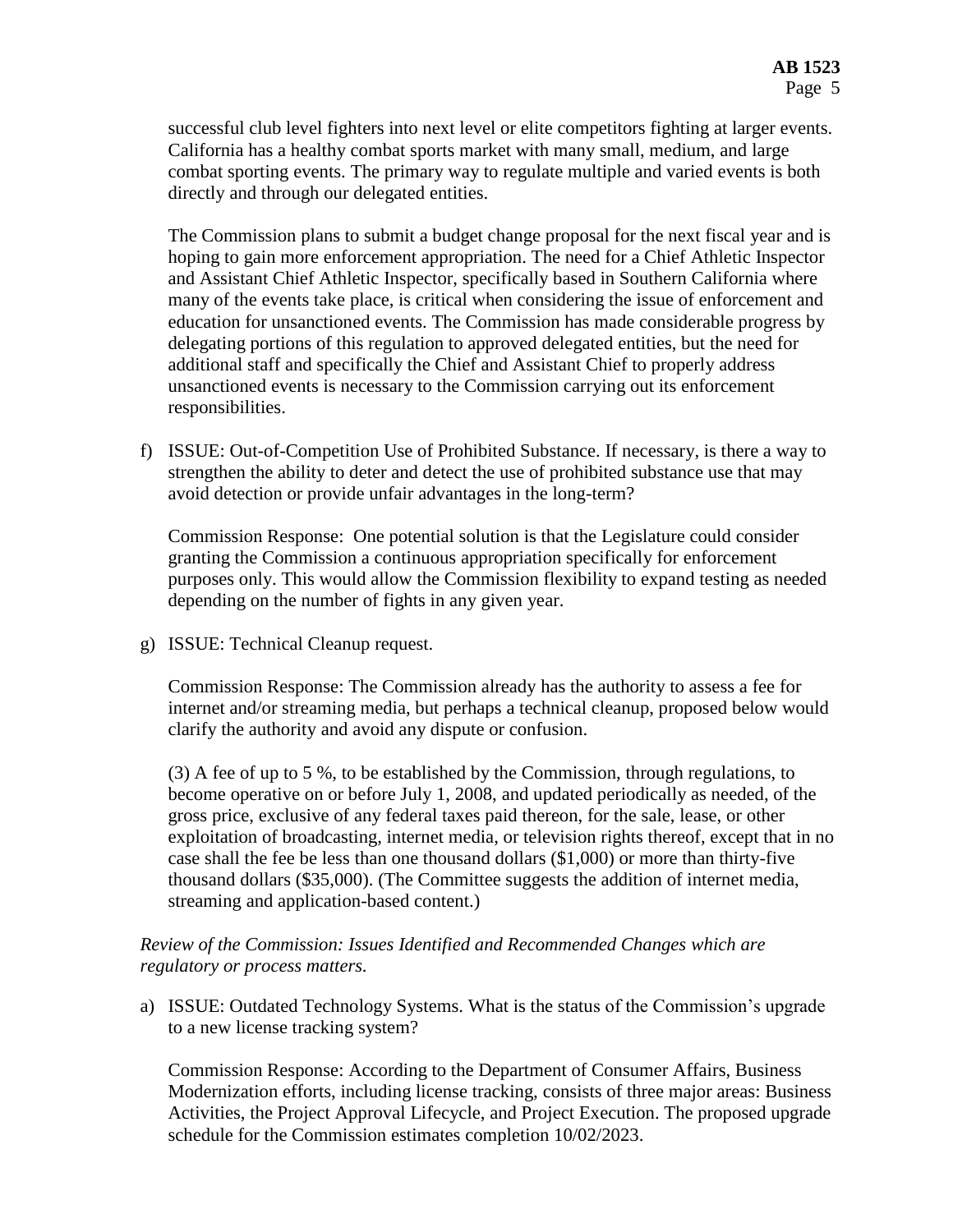successful club level fighters into next level or elite competitors fighting at larger events. California has a healthy combat sports market with many small, medium, and large combat sporting events. The primary way to regulate multiple and varied events is both directly and through our delegated entities.

The Commission plans to submit a budget change proposal for the next fiscal year and is hoping to gain more enforcement appropriation. The need for a Chief Athletic Inspector and Assistant Chief Athletic Inspector, specifically based in Southern California where many of the events take place, is critical when considering the issue of enforcement and education for unsanctioned events. The Commission has made considerable progress by delegating portions of this regulation to approved delegated entities, but the need for additional staff and specifically the Chief and Assistant Chief to properly address unsanctioned events is necessary to the Commission carrying out its enforcement responsibilities.

f) ISSUE: Out-of-Competition Use of Prohibited Substance. If necessary, is there a way to strengthen the ability to deter and detect the use of prohibited substance use that may avoid detection or provide unfair advantages in the long-term?

   Commission Response: One potential solution is that the Legislature could consider granting the Commission a continuous appropriation specifically for enforcement purposes only. This would allow the Commission flexibility to expand testing as needed depending on the number of fights in any given year.

g) ISSUE: Technical Cleanup request.

   Commission Response: The Commission already has the authority to assess a fee for internet and/or streaming media, but perhaps a technical cleanup, proposed below would clarify the authority and avoid any dispute or confusion.

   (3) A fee of up to 5 %, to be established by the Commission, through regulations, to become operative on or before July 1, 2008, and updated periodically as needed, of the gross price, exclusive of any federal taxes paid thereon, for the sale, lease, or other exploitation of broadcasting, internet media, or television rights thereof, except that in no case shall the fee be less than one thousand dollars ($1,000) or more than thirty-five thousand dollars ($35,000). (The Committee suggests the addition of internet media, streaming and application-based content.)

*Review of the Commission: Issues Identified and Recommended Changes which are regulatory or process matters.*

a) ISSUE: Outdated Technology Systems. What is the status of the Commission's upgrade to a new license tracking system?

   Commission Response: According to the Department of Consumer Affairs, Business Modernization efforts, including license tracking, consists of three major areas: Business Activities, the Project Approval Lifecycle, and Project Execution. The proposed upgrade schedule for the Commission estimates completion 10/02/2023.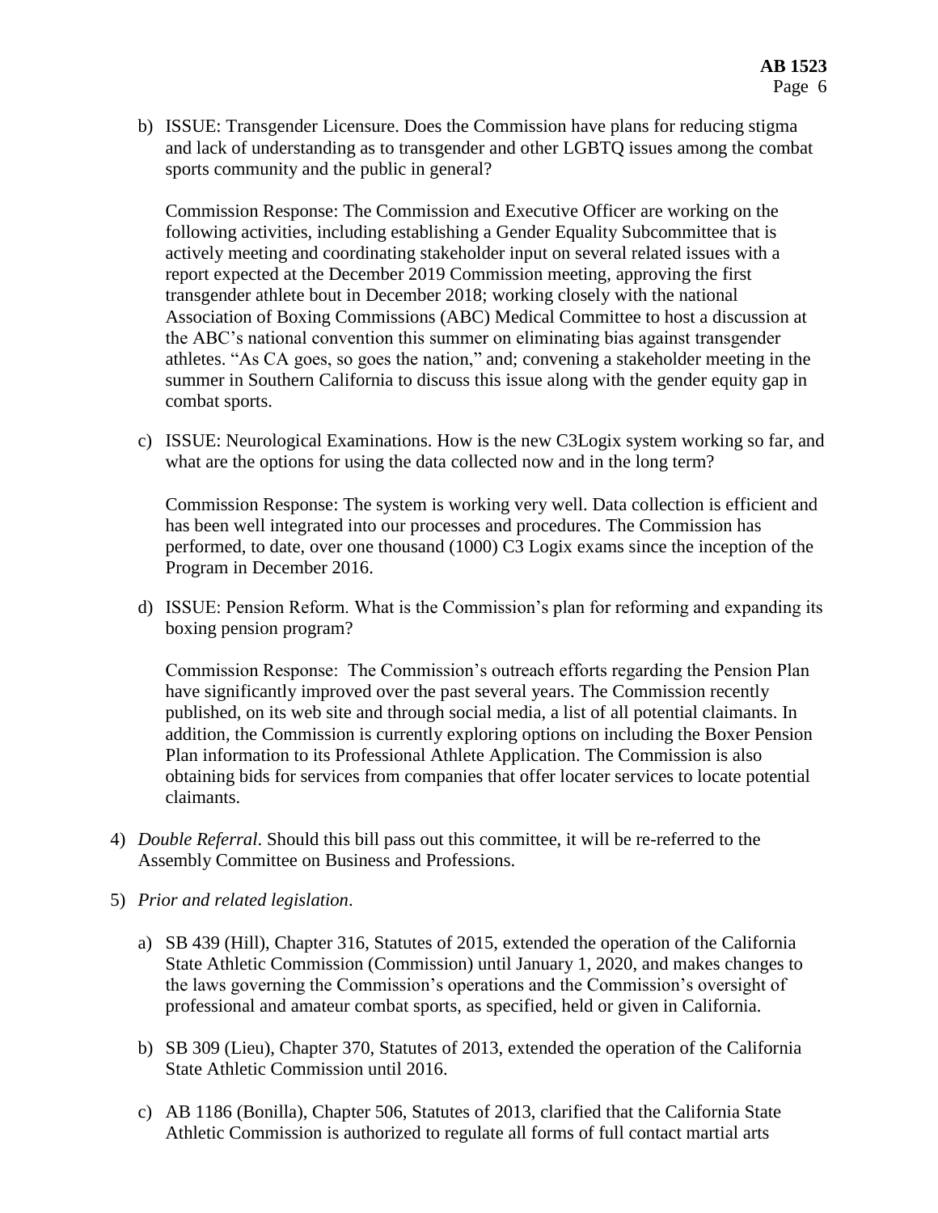b) ISSUE: Transgender Licensure. Does the Commission have plans for reducing stigma and lack of understanding as to transgender and other LGBTQ issues among the combat sports community and the public in general?

   Commission Response: The Commission and Executive Officer are working on the following activities, including establishing a Gender Equality Subcommittee that is actively meeting and coordinating stakeholder input on several related issues with a report expected at the December 2019 Commission meeting, approving the first transgender athlete bout in December 2018; working closely with the national Association of Boxing Commissions (ABC) Medical Committee to host a discussion at the ABC's national convention this summer on eliminating bias against transgender athletes. "As CA goes, so goes the nation," and; convening a stakeholder meeting in the summer in Southern California to discuss this issue along with the gender equity gap in combat sports.

c) ISSUE: Neurological Examinations. How is the new C3Logix system working so far, and what are the options for using the data collected now and in the long term?

   Commission Response: The system is working very well. Data collection is efficient and has been well integrated into our processes and procedures. The Commission has performed, to date, over one thousand (1000) C3 Logix exams since the inception of the Program in December 2016.

d) ISSUE: Pension Reform. What is the Commission's plan for reforming and expanding its boxing pension program?

   Commission Response: The Commission's outreach efforts regarding the Pension Plan have significantly improved over the past several years. The Commission recently published, on its web site and through social media, a list of all potential claimants. In addition, the Commission is currently exploring options on including the Boxer Pension Plan information to its Professional Athlete Application. The Commission is also obtaining bids for services from companies that offer locater services to locate potential claimants.

4) *Double Referral*. Should this bill pass out this committee, it will be re-referred to the Assembly Committee on Business and Professions.

5) *Prior and related legislation*.

   a) SB 439 (Hill), Chapter 316, Statutes of 2015, extended the operation of the California State Athletic Commission (Commission) until January 1, 2020, and makes changes to the laws governing the Commission's operations and the Commission's oversight of professional and amateur combat sports, as specified, held or given in California.

   b) SB 309 (Lieu), Chapter 370, Statutes of 2013, extended the operation of the California State Athletic Commission until 2016.

   c) AB 1186 (Bonilla), Chapter 506, Statutes of 2013, clarified that the California State Athletic Commission is authorized to regulate all forms of full contact martial arts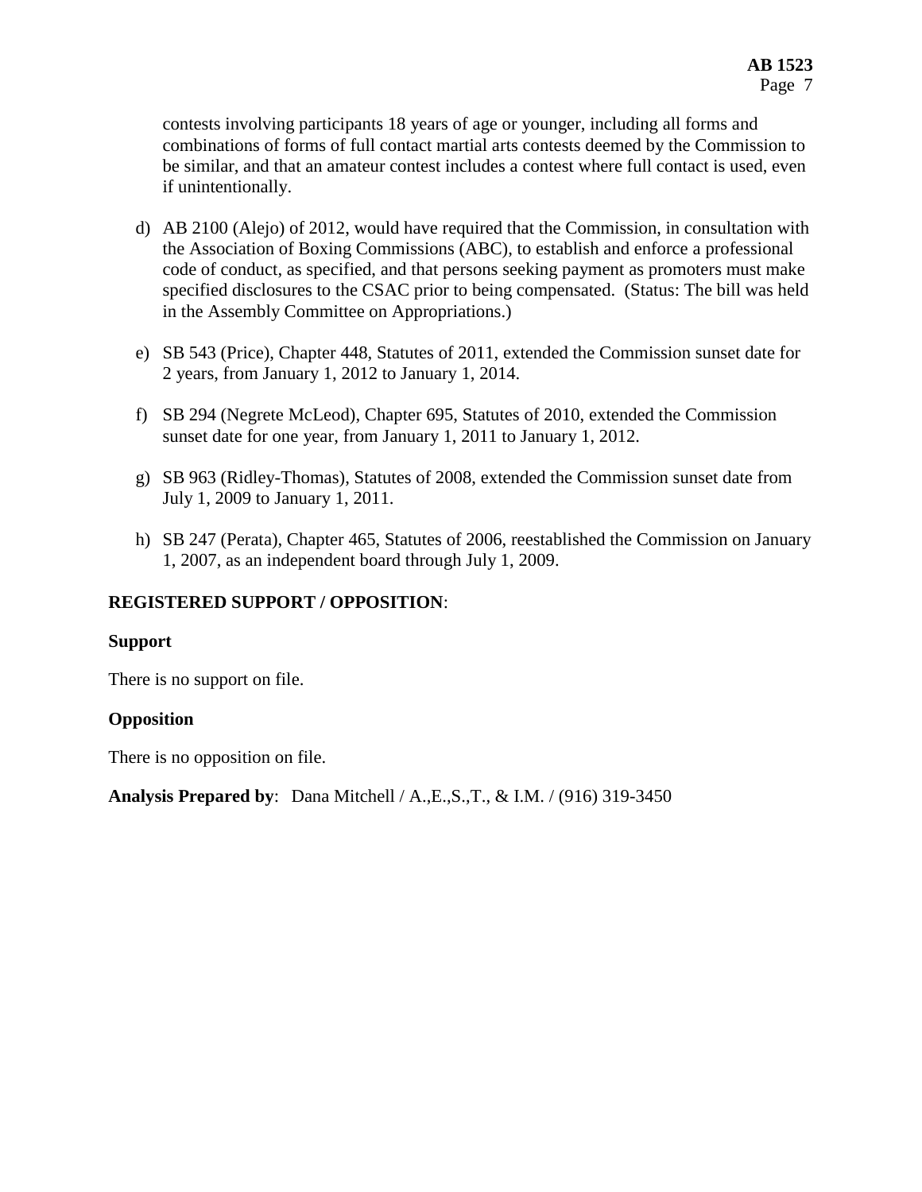contests involving participants 18 years of age or younger, including all forms and combinations of forms of full contact martial arts contests deemed by the Commission to be similar, and that an amateur contest includes a contest where full contact is used, even if unintentionally.

d) AB 2100 (Alejo) of 2012, would have required that the Commission, in consultation with the Association of Boxing Commissions (ABC), to establish and enforce a professional code of conduct, as specified, and that persons seeking payment as promoters must make specified disclosures to the CSAC prior to being compensated. (Status: The bill was held in the Assembly Committee on Appropriations.)

e) SB 543 (Price), Chapter 448, Statutes of 2011, extended the Commission sunset date for 2 years, from January 1, 2012 to January 1, 2014.

f) SB 294 (Negrete McLeod), Chapter 695, Statutes of 2010, extended the Commission sunset date for one year, from January 1, 2011 to January 1, 2012.

g) SB 963 (Ridley-Thomas), Statutes of 2008, extended the Commission sunset date from July 1, 2009 to January 1, 2011.

h) SB 247 (Perata), Chapter 465, Statutes of 2006, reestablished the Commission on January 1, 2007, as an independent board through July 1, 2009.

**REGISTERED SUPPORT / OPPOSITION**:

**Support**

There is no support on file.

**Opposition**

There is no opposition on file.

**Analysis Prepared by**: Dana Mitchell / A.,E.,S.,T., & I.M. / (916) 319-3450